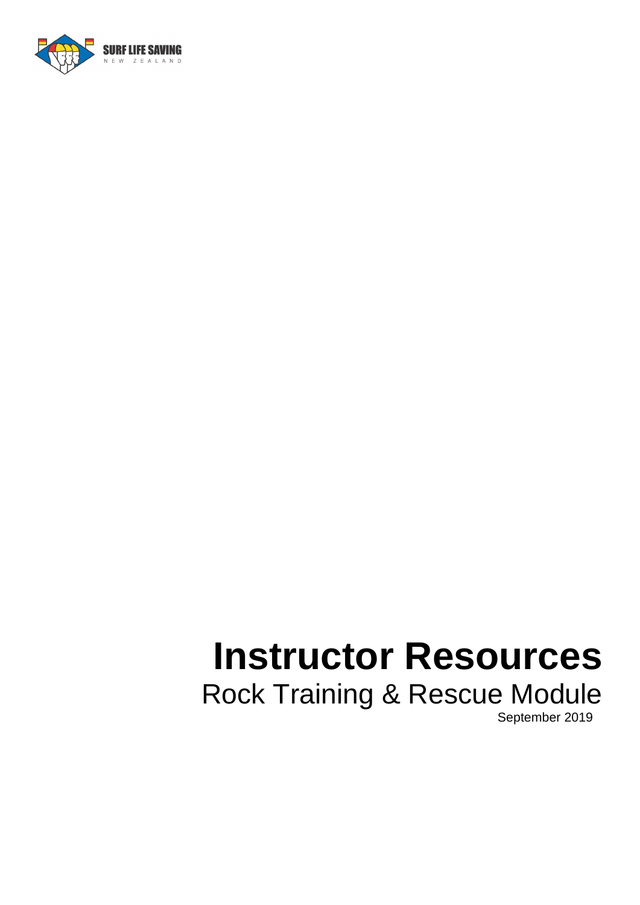SURF LIFE SAVING
NEW ZEALAND

# Instructor Resources

## Rock Training & Rescue Module

September 2019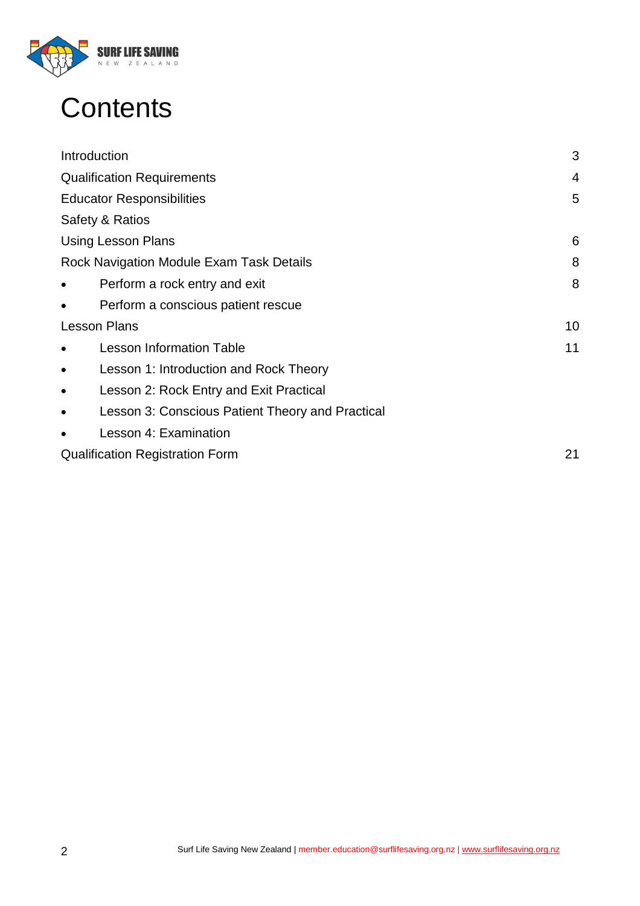# Contents

| | |
|---|---|
| Introduction | 3 |
| Qualification Requirements | 4 |
| Educator Responsibilities | 5 |
| Safety & Ratios | |
| Using Lesson Plans | 6 |
| Rock Navigation Module Exam Task Details | 8 |
| • Perform a rock entry and exit | 8 |
| • Perform a conscious patient rescue | |
| Lesson Plans | 10 |
| • Lesson Information Table | 11 |
| • Lesson 1: Introduction and Rock Theory | |
| • Lesson 2: Rock Entry and Exit Practical | |
| • Lesson 3: Conscious Patient Theory and Practical | |
| • Lesson 4: Examination | |
| Qualification Registration Form | 21 |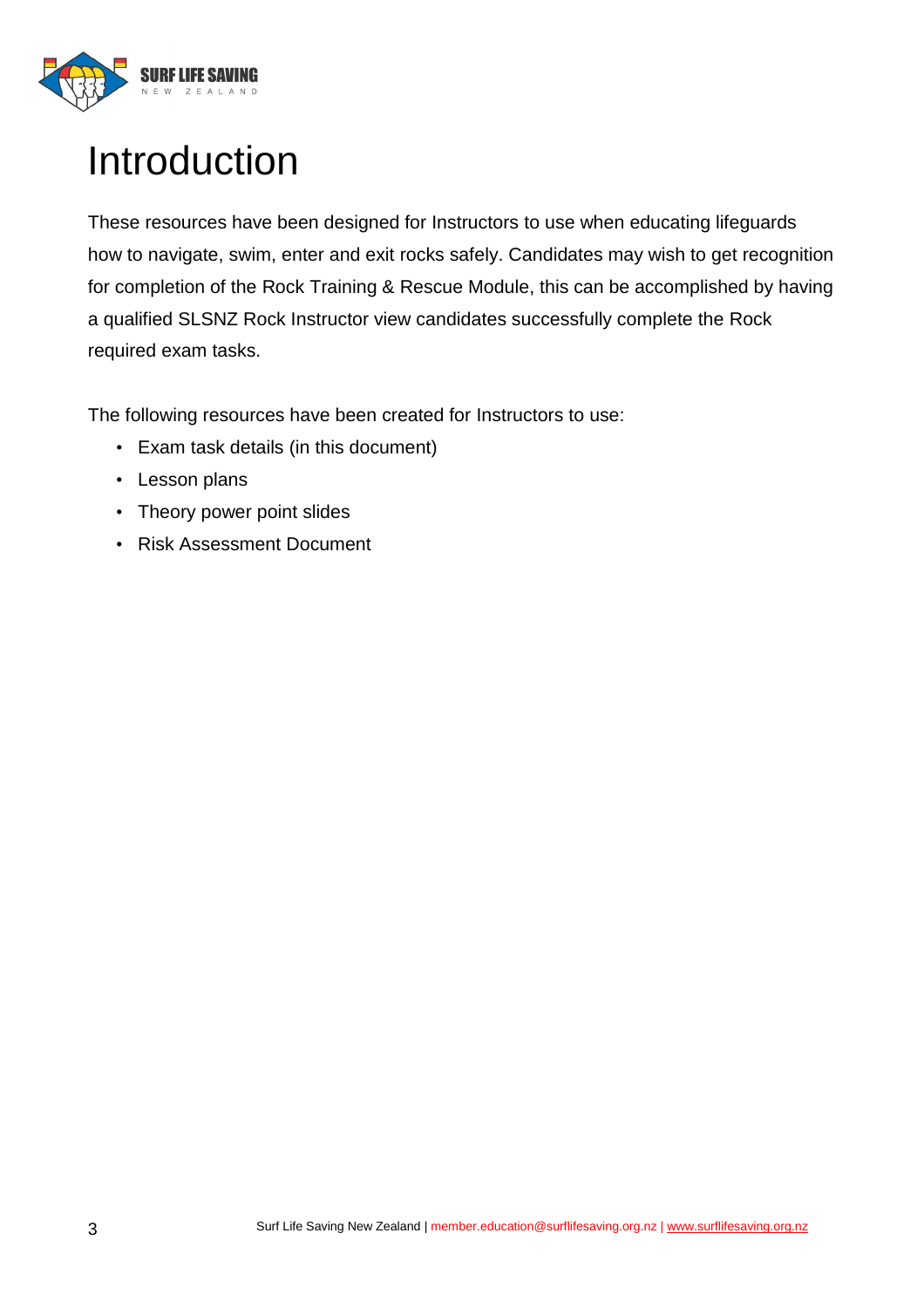# Introduction

These resources have been designed for Instructors to use when educating lifeguards how to navigate, swim, enter and exit rocks safely. Candidates may wish to get recognition for completion of the Rock Training & Rescue Module, this can be accomplished by having a qualified SLSNZ Rock Instructor view candidates successfully complete the Rock required exam tasks.

The following resources have been created for Instructors to use:

- Exam task details (in this document)
- Lesson plans
- Theory power point slides
- Risk Assessment Document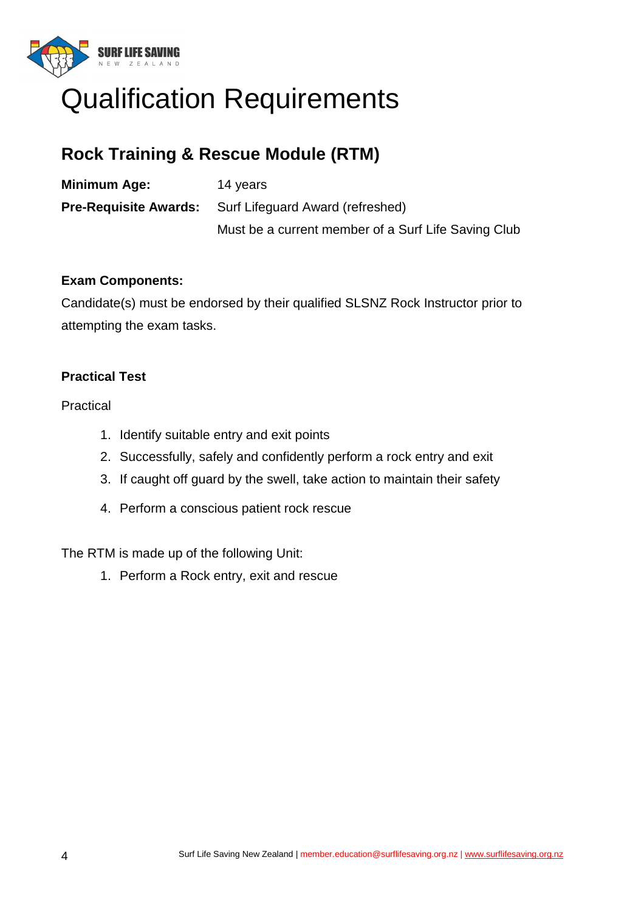# Qualification Requirements

## Rock Training & Rescue Module (RTM)

| | |
|---|---|
| **Minimum Age:** | 14 years |
| **Pre-Requisite Awards:** | Surf Lifeguard Award (refreshed) |
| | Must be a current member of a Surf Life Saving Club |

**Exam Components:**

Candidate(s) must be endorsed by their qualified SLSNZ Rock Instructor prior to attempting the exam tasks.

**Practical Test**

Practical

1. Identify suitable entry and exit points
2. Successfully, safely and confidently perform a rock entry and exit
3. If caught off guard by the swell, take action to maintain their safety
4. Perform a conscious patient rock rescue

The RTM is made up of the following Unit:

1. Perform a Rock entry, exit and rescue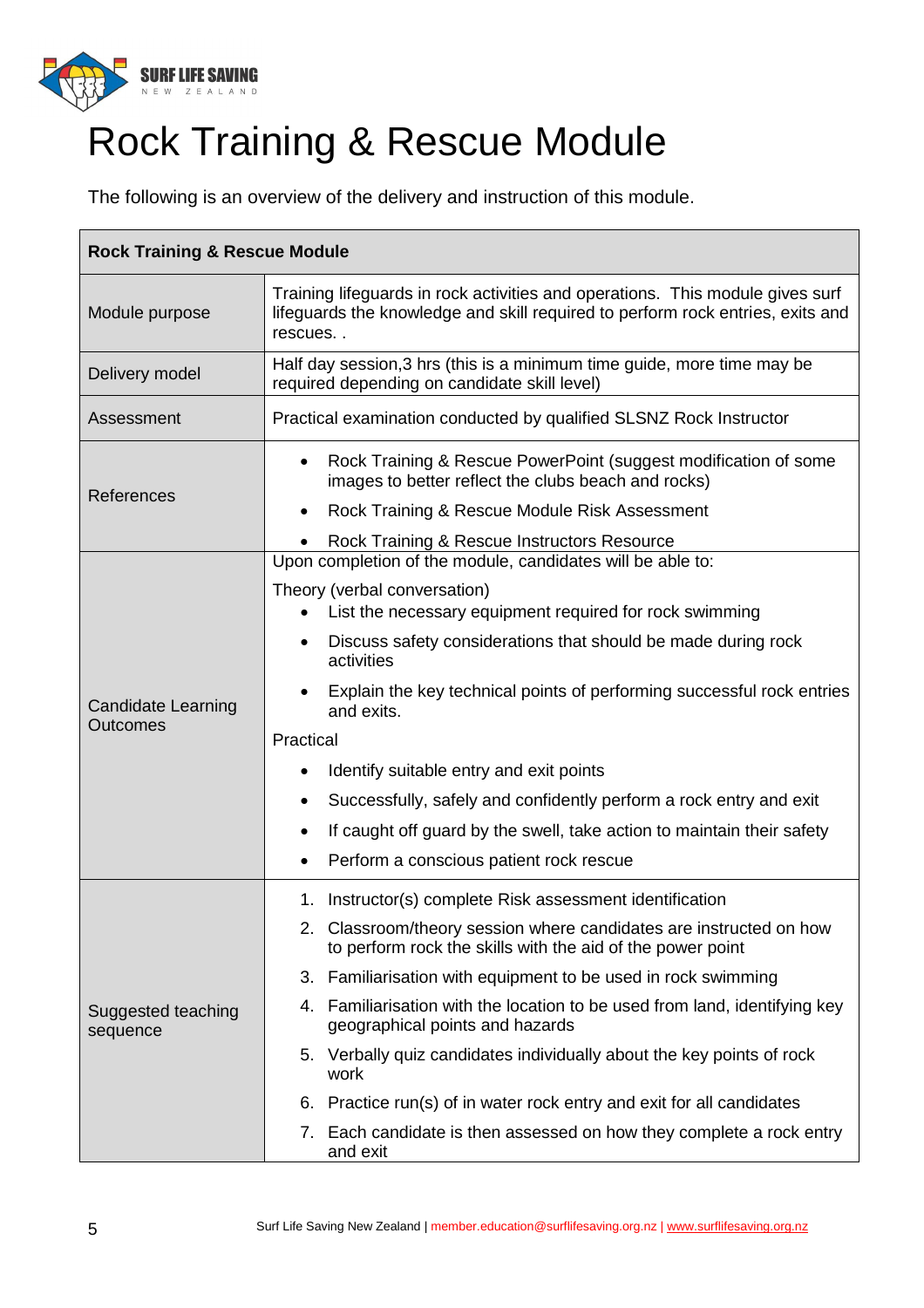# Rock Training & Rescue Module

The following is an overview of the delivery and instruction of this module.

| Rock Training & Rescue Module | |
|---|---|
| Module purpose | Training lifeguards in rock activities and operations. This module gives surf lifeguards the knowledge and skill required to perform rock entries, exits and rescues. . |
| Delivery model | Half day session,3 hrs (this is a minimum time guide, more time may be required depending on candidate skill level) |
| Assessment | Practical examination conducted by qualified SLSNZ Rock Instructor |
| References | • Rock Training & Rescue PowerPoint (suggest modification of some images to better reflect the clubs beach and rocks)<br>• Rock Training & Rescue Module Risk Assessment<br>• Rock Training & Rescue Instructors Resource |
| Candidate Learning Outcomes | Upon completion of the module, candidates will be able to:<br>Theory (verbal conversation)<br>• List the necessary equipment required for rock swimming<br>• Discuss safety considerations that should be made during rock activities<br>• Explain the key technical points of performing successful rock entries and exits.<br>Practical<br>• Identify suitable entry and exit points<br>• Successfully, safely and confidently perform a rock entry and exit<br>• If caught off guard by the swell, take action to maintain their safety<br>• Perform a conscious patient rock rescue |
| Suggested teaching sequence | 1. Instructor(s) complete Risk assessment identification<br>2. Classroom/theory session where candidates are instructed on how to perform rock the skills with the aid of the power point<br>3. Familiarisation with equipment to be used in rock swimming<br>4. Familiarisation with the location to be used from land, identifying key geographical points and hazards<br>5. Verbally quiz candidates individually about the key points of rock work<br>6. Practice run(s) of in water rock entry and exit for all candidates<br>7. Each candidate is then assessed on how they complete a rock entry and exit |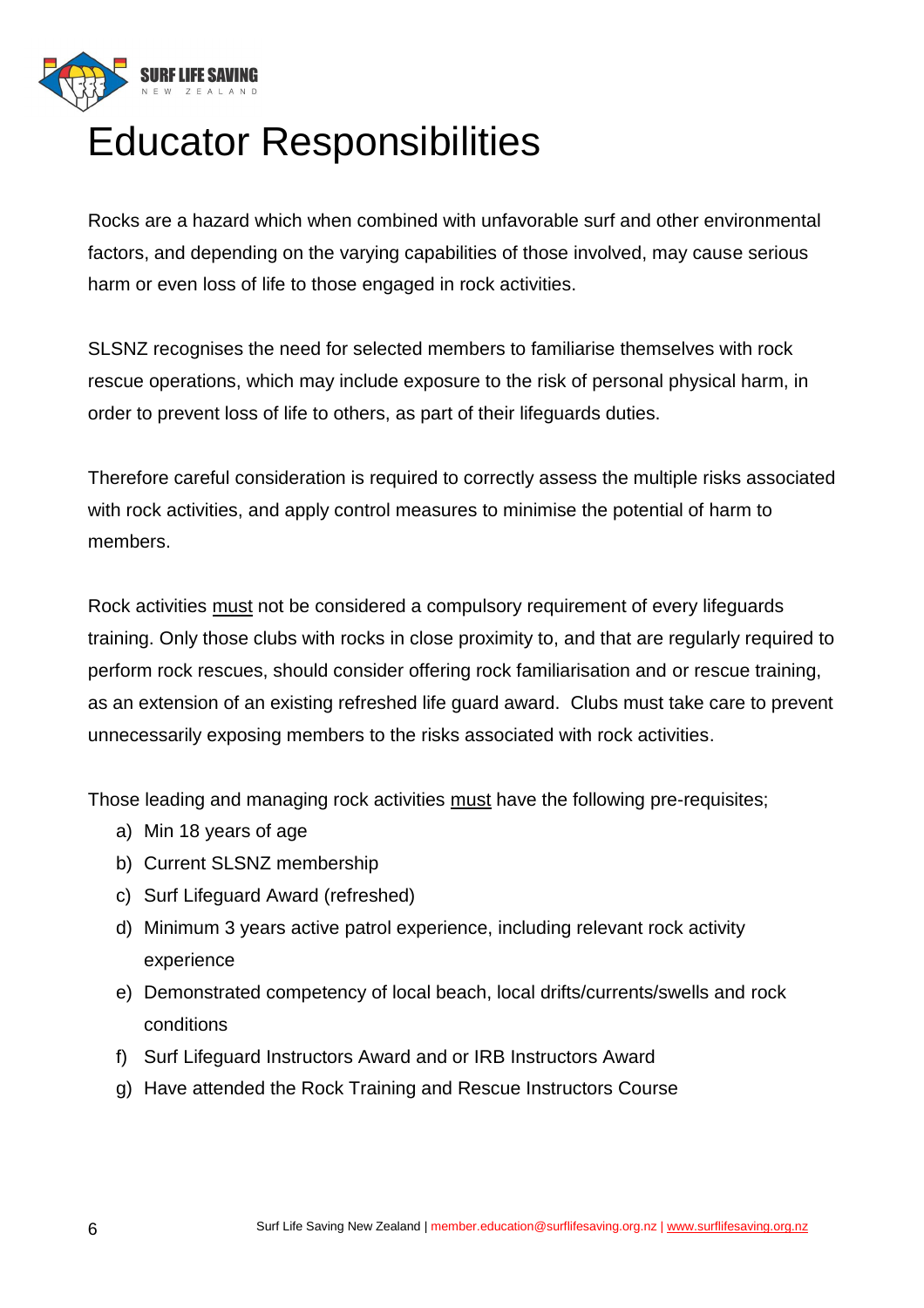# Educator Responsibilities

Rocks are a hazard which when combined with unfavorable surf and other environmental factors, and depending on the varying capabilities of those involved, may cause serious harm or even loss of life to those engaged in rock activities.

SLSNZ recognises the need for selected members to familiarise themselves with rock rescue operations, which may include exposure to the risk of personal physical harm, in order to prevent loss of life to others, as part of their lifeguards duties.

Therefore careful consideration is required to correctly assess the multiple risks associated with rock activities, and apply control measures to minimise the potential of harm to members.

Rock activities <u>must</u> not be considered a compulsory requirement of every lifeguards training. Only those clubs with rocks in close proximity to, and that are regularly required to perform rock rescues, should consider offering rock familiarisation and or rescue training, as an extension of an existing refreshed life guard award. Clubs must take care to prevent unnecessarily exposing members to the risks associated with rock activities.

Those leading and managing rock activities <u>must</u> have the following pre-requisites;

a) Min 18 years of age
b) Current SLSNZ membership
c) Surf Lifeguard Award (refreshed)
d) Minimum 3 years active patrol experience, including relevant rock activity experience
e) Demonstrated competency of local beach, local drifts/currents/swells and rock conditions
f) Surf Lifeguard Instructors Award and or IRB Instructors Award
g) Have attended the Rock Training and Rescue Instructors Course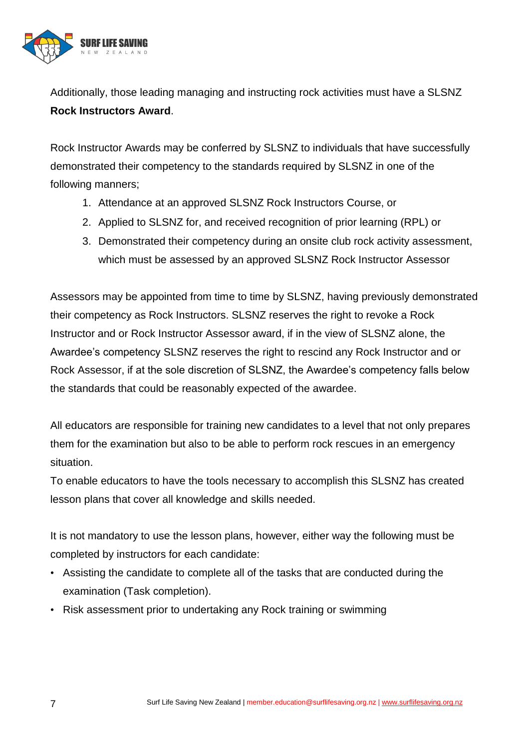Additionally, those leading managing and instructing rock activities must have a SLSNZ **Rock Instructors Award**.

Rock Instructor Awards may be conferred by SLSNZ to individuals that have successfully demonstrated their competency to the standards required by SLSNZ in one of the following manners;

1. Attendance at an approved SLSNZ Rock Instructors Course, or
2. Applied to SLSNZ for, and received recognition of prior learning (RPL) or
3. Demonstrated their competency during an onsite club rock activity assessment, which must be assessed by an approved SLSNZ Rock Instructor Assessor

Assessors may be appointed from time to time by SLSNZ, having previously demonstrated their competency as Rock Instructors. SLSNZ reserves the right to revoke a Rock Instructor and or Rock Instructor Assessor award, if in the view of SLSNZ alone, the Awardee's competency SLSNZ reserves the right to rescind any Rock Instructor and or Rock Assessor, if at the sole discretion of SLSNZ, the Awardee's competency falls below the standards that could be reasonably expected of the awardee.

All educators are responsible for training new candidates to a level that not only prepares them for the examination but also to be able to perform rock rescues in an emergency situation.

To enable educators to have the tools necessary to accomplish this SLSNZ has created lesson plans that cover all knowledge and skills needed.

It is not mandatory to use the lesson plans, however, either way the following must be completed by instructors for each candidate:

- Assisting the candidate to complete all of the tasks that are conducted during the examination (Task completion).
- Risk assessment prior to undertaking any Rock training or swimming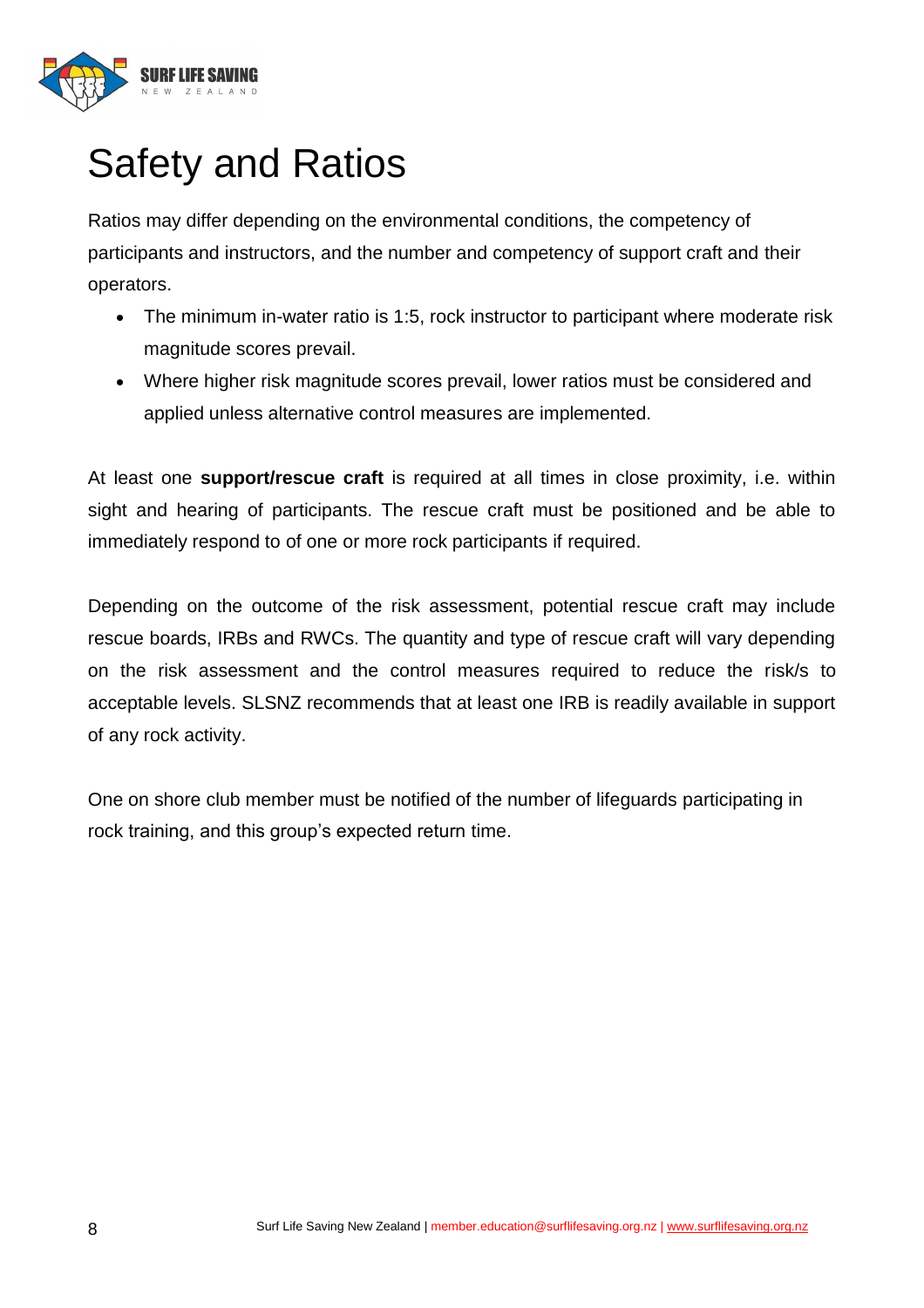# Safety and Ratios

Ratios may differ depending on the environmental conditions, the competency of participants and instructors, and the number and competency of support craft and their operators.

- The minimum in-water ratio is 1:5, rock instructor to participant where moderate risk magnitude scores prevail.
- Where higher risk magnitude scores prevail, lower ratios must be considered and applied unless alternative control measures are implemented.

At least one **support/rescue craft** is required at all times in close proximity, i.e. within sight and hearing of participants. The rescue craft must be positioned and be able to immediately respond to of one or more rock participants if required.

Depending on the outcome of the risk assessment, potential rescue craft may include rescue boards, IRBs and RWCs. The quantity and type of rescue craft will vary depending on the risk assessment and the control measures required to reduce the risk/s to acceptable levels. SLSNZ recommends that at least one IRB is readily available in support of any rock activity.

One on shore club member must be notified of the number of lifeguards participating in rock training, and this group's expected return time.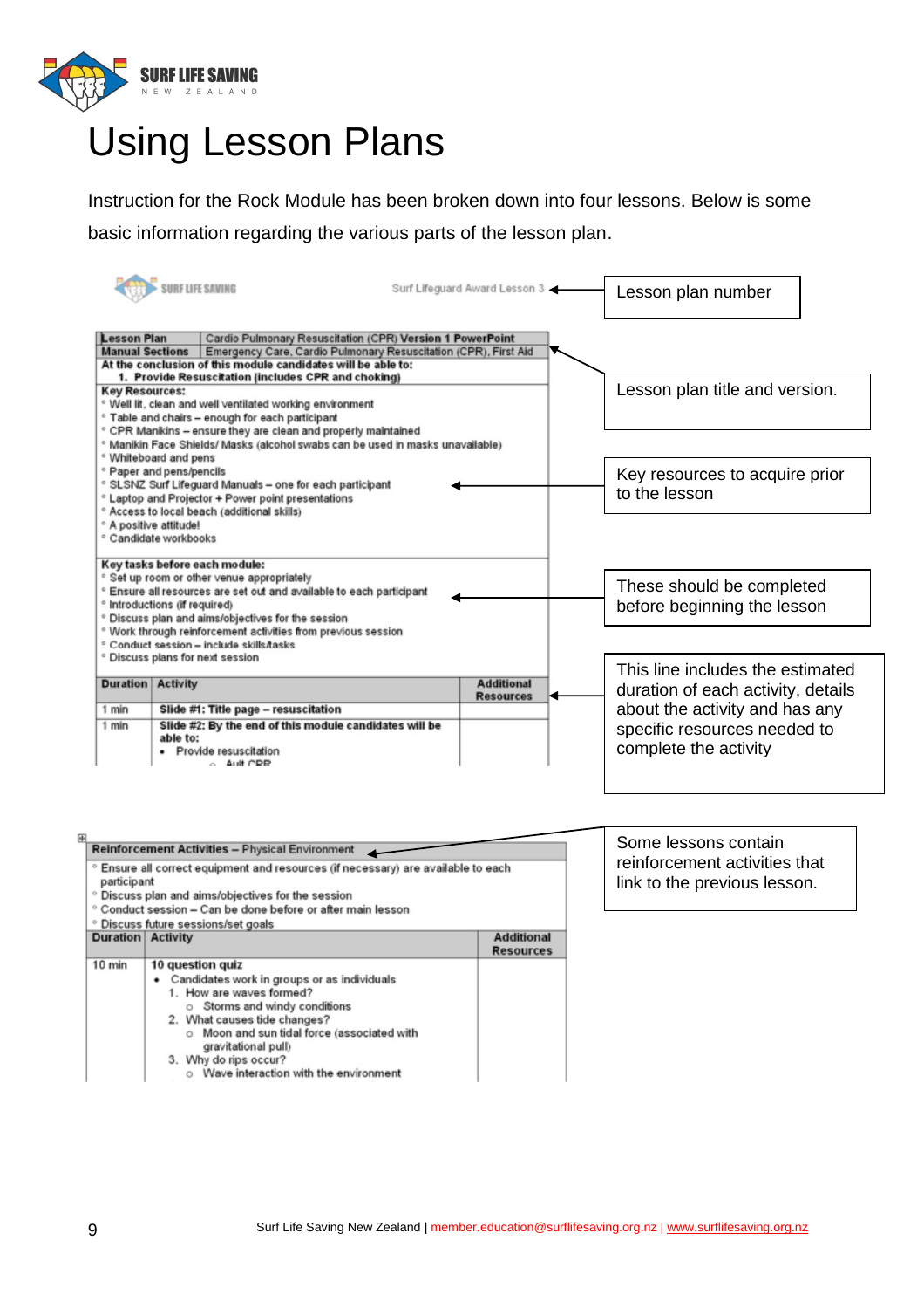# Using Lesson Plans

Instruction for the Rock Module has been broken down into four lessons. Below is some basic information regarding the various parts of the lesson plan.

SURF LIFE SAVING — Surf Lifeguard Award Lesson 3 ← **Lesson plan number**

| Lesson Plan | Cardio Pulmonary Resuscitation (CPR) Version 1 PowerPoint | |
|---|---|---|
| Manual Sections | Emergency Care, Cardio Pulmonary Resuscitation (CPR), First Aid | |
| At the conclusion of this module candidates will be able to: 1. Provide Resuscitation (includes CPR and choking) | | |

← **Lesson plan title and version.**

**Key Resources:**
- Well lit, clean and well ventilated working environment
- Table and chairs – enough for each participant
- CPR Manikins – ensure they are clean and properly maintained
- Manikin Face Shields/ Masks (alcohol swabs can be used in masks unavailable)
- Whiteboard and pens
- Paper and pens/pencils
- SLSNZ Surf Lifeguard Manuals – one for each participant
- Laptop and Projector + Power point presentations
- Access to local beach (additional skills)
- A positive attitude!
- Candidate workbooks

← **Key resources to acquire prior to the lesson**

**Key tasks before each module:**
- Set up room or other venue appropriately
- Ensure all resources are set out and available to each participant
- Introductions (if required)
- Discuss plan and aims/objectives for the session
- Work through reinforcement activities from previous session
- Conduct session – include skills/tasks
- Discuss plans for next session

← **These should be completed before beginning the lesson**

| Duration | Activity | Additional Resources |
|---|---|---|
| 1 min | Slide #1: Title page – resuscitation | |
| 1 min | Slide #2: By the end of this module candidates will be able to: • Provide resuscitation ○ Ault CPR | |

← **This line includes the estimated duration of each activity, details about the activity and has any specific resources needed to complete the activity**

**Reinforcement Activities – Physical Environment** ← **Some lessons contain reinforcement activities that link to the previous lesson.**

- Ensure all correct equipment and resources (if necessary) are available to each participant
- Discuss plan and aims/objectives for the session
- Conduct session – Can be done before or after main lesson
- Discuss future sessions/set goals

| Duration | Activity | Additional Resources |
|---|---|---|
| 10 min | 10 question quiz • Candidates work in groups or as individuals 1. How are waves formed? ○ Storms and windy conditions 2. What causes tide changes? ○ Moon and sun tidal force (associated with gravitational pull) 3. Why do rips occur? ○ Wave interaction with the environment | |

Surf Life Saving New Zealand | member.education@surflifesaving.org.nz | www.surflifesaving.org.nz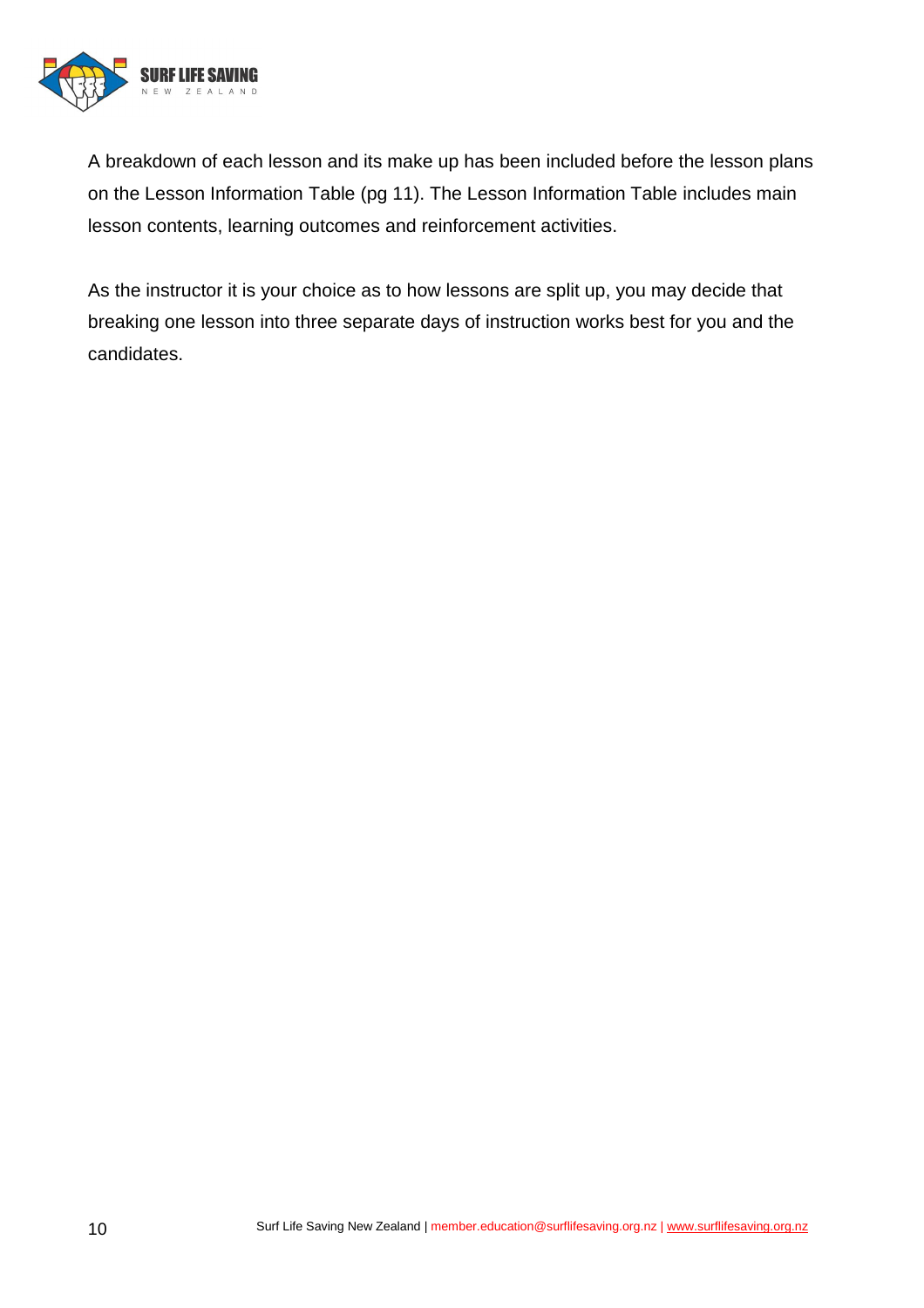A breakdown of each lesson and its make up has been included before the lesson plans on the Lesson Information Table (pg 11). The Lesson Information Table includes main lesson contents, learning outcomes and reinforcement activities.

As the instructor it is your choice as to how lessons are split up, you may decide that breaking one lesson into three separate days of instruction works best for you and the candidates.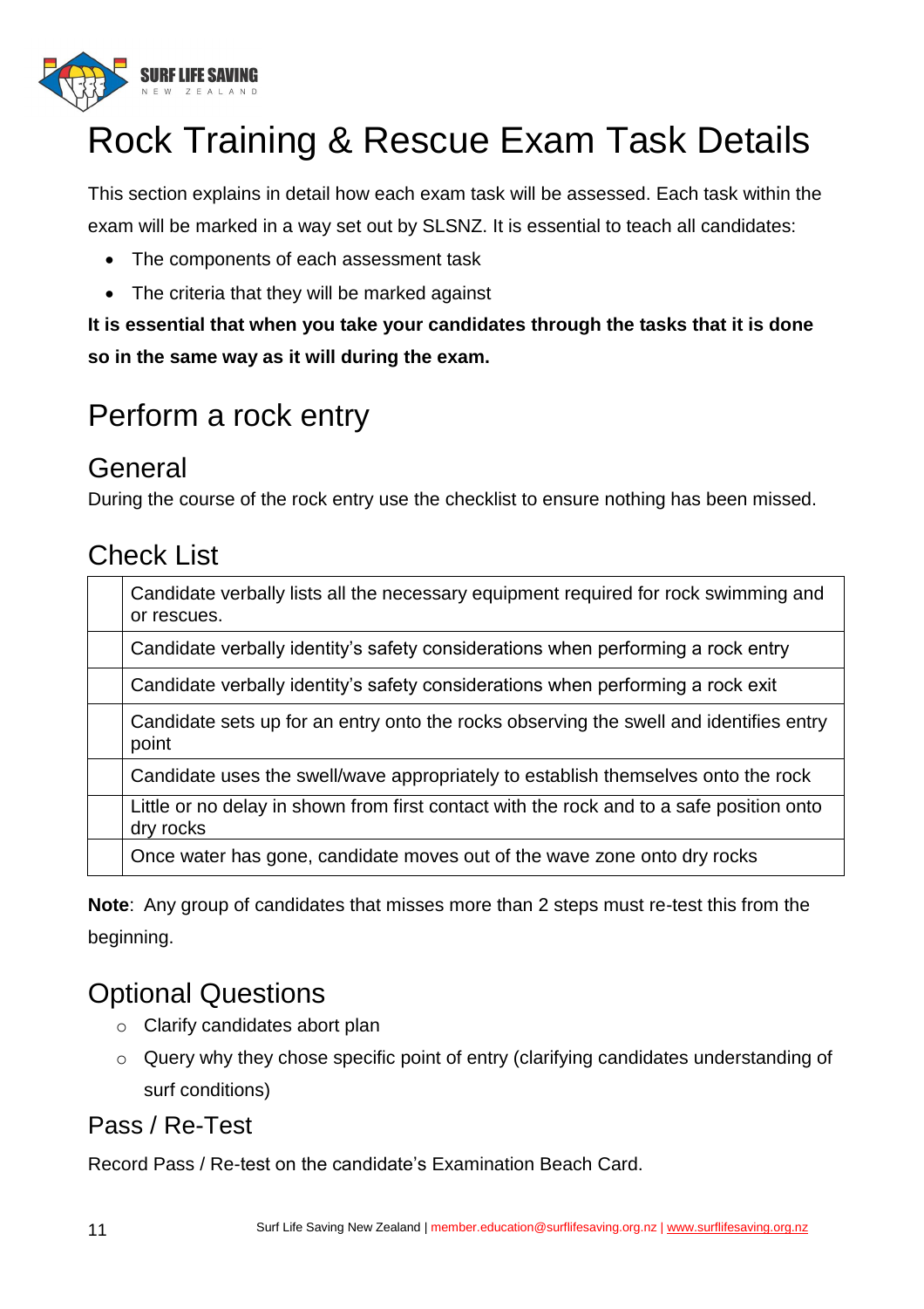# Rock Training & Rescue Exam Task Details

This section explains in detail how each exam task will be assessed. Each task within the exam will be marked in a way set out by SLSNZ. It is essential to teach all candidates:

- The components of each assessment task
- The criteria that they will be marked against

**It is essential that when you take your candidates through the tasks that it is done so in the same way as it will during the exam.**

## Perform a rock entry

### General

During the course of the rock entry use the checklist to ensure nothing has been missed.

### Check List

| | |
|---|---|
| | Candidate verbally lists all the necessary equipment required for rock swimming and or rescues. |
| | Candidate verbally identity's safety considerations when performing a rock entry |
| | Candidate verbally identity's safety considerations when performing a rock exit |
| | Candidate sets up for an entry onto the rocks observing the swell and identifies entry point |
| | Candidate uses the swell/wave appropriately to establish themselves onto the rock |
| | Little or no delay in shown from first contact with the rock and to a safe position onto dry rocks |
| | Once water has gone, candidate moves out of the wave zone onto dry rocks |

**Note**: Any group of candidates that misses more than 2 steps must re-test this from the beginning.

### Optional Questions

- Clarify candidates abort plan
- Query why they chose specific point of entry (clarifying candidates understanding of surf conditions)

### Pass / Re-Test

Record Pass / Re-test on the candidate's Examination Beach Card.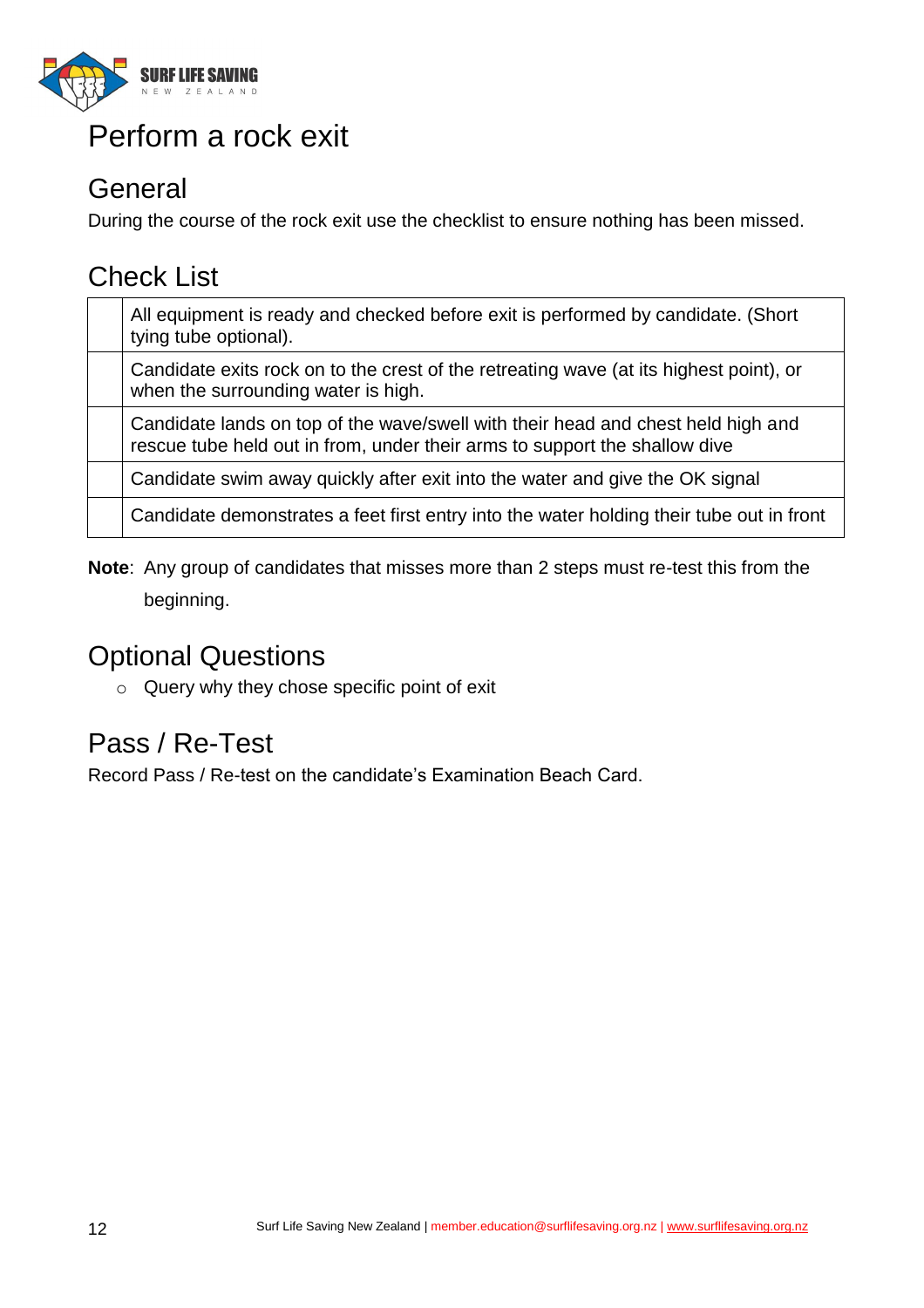# Perform a rock exit

## General

During the course of the rock exit use the checklist to ensure nothing has been missed.

## Check List

| | |
|---|---|
| | All equipment is ready and checked before exit is performed by candidate. (Short tying tube optional). |
| | Candidate exits rock on to the crest of the retreating wave (at its highest point), or when the surrounding water is high. |
| | Candidate lands on top of the wave/swell with their head and chest held high and rescue tube held out in from, under their arms to support the shallow dive |
| | Candidate swim away quickly after exit into the water and give the OK signal |
| | Candidate demonstrates a feet first entry into the water holding their tube out in front |

**Note**: Any group of candidates that misses more than 2 steps must re-test this from the beginning.

## Optional Questions

- Query why they chose specific point of exit

## Pass / Re-Test

Record Pass / Re-test on the candidate's Examination Beach Card.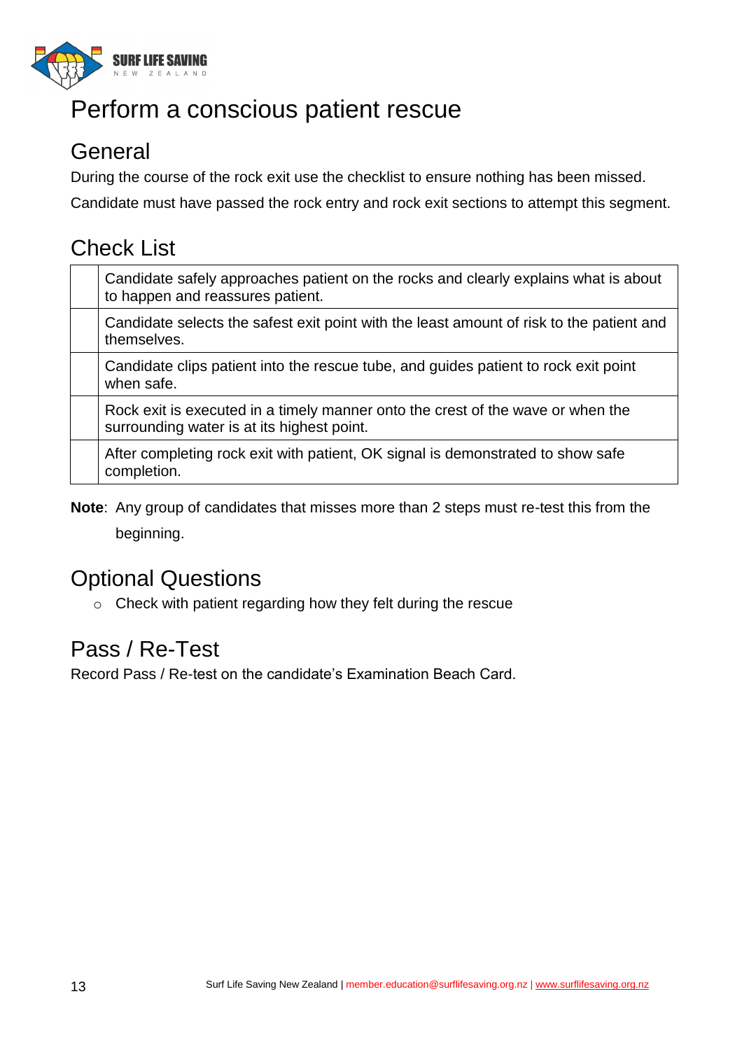# Perform a conscious patient rescue

## General

During the course of the rock exit use the checklist to ensure nothing has been missed.

Candidate must have passed the rock entry and rock exit sections to attempt this segment.

## Check List

| | |
|---|---|
| | Candidate safely approaches patient on the rocks and clearly explains what is about to happen and reassures patient. |
| | Candidate selects the safest exit point with the least amount of risk to the patient and themselves. |
| | Candidate clips patient into the rescue tube, and guides patient to rock exit point when safe. |
| | Rock exit is executed in a timely manner onto the crest of the wave or when the surrounding water is at its highest point. |
| | After completing rock exit with patient, OK signal is demonstrated to show safe completion. |

**Note**: Any group of candidates that misses more than 2 steps must re-test this from the beginning.

## Optional Questions

- Check with patient regarding how they felt during the rescue

## Pass / Re-Test

Record Pass / Re-test on the candidate's Examination Beach Card.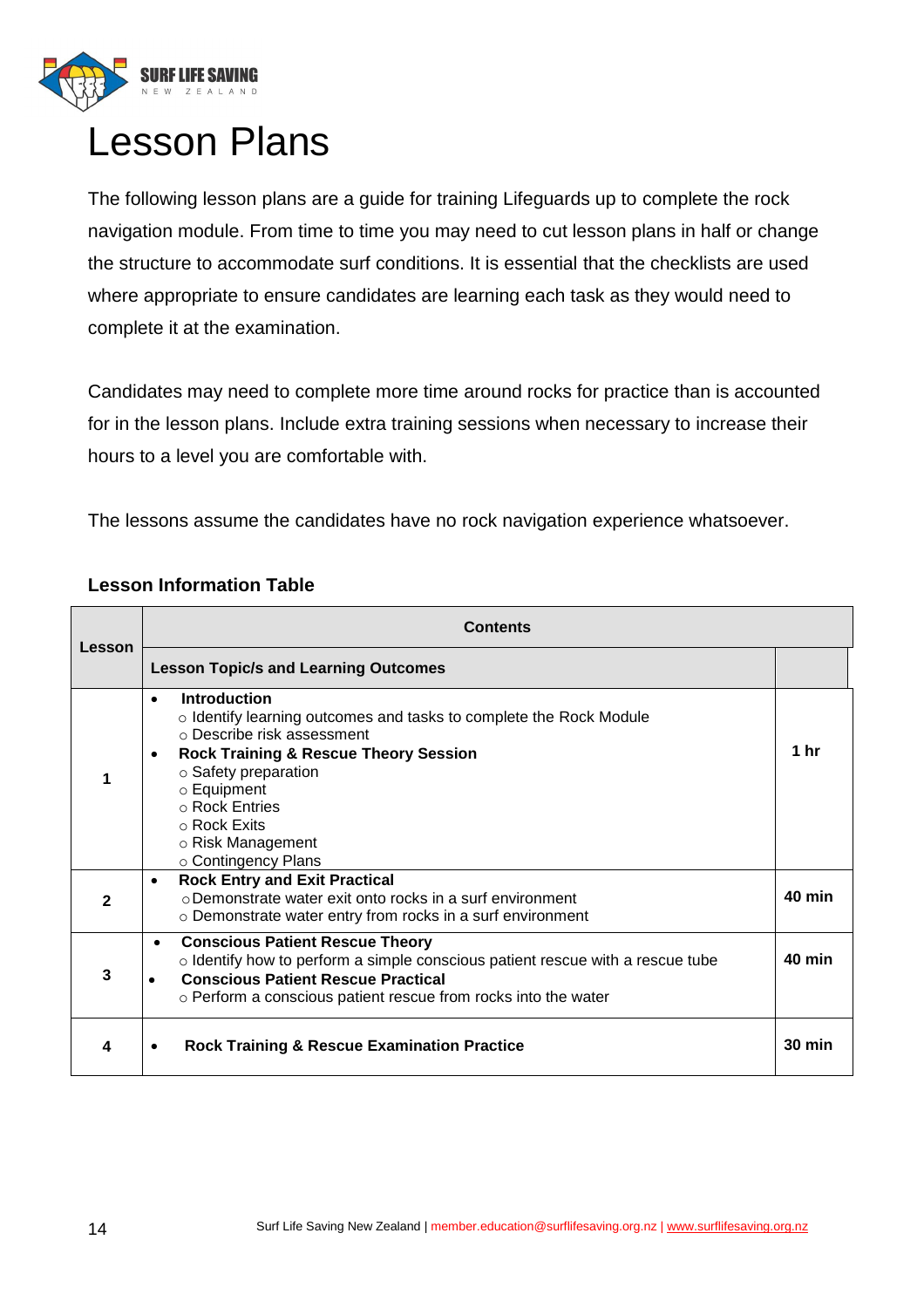# Lesson Plans

The following lesson plans are a guide for training Lifeguards up to complete the rock navigation module. From time to time you may need to cut lesson plans in half or change the structure to accommodate surf conditions. It is essential that the checklists are used where appropriate to ensure candidates are learning each task as they would need to complete it at the examination.

Candidates may need to complete more time around rocks for practice than is accounted for in the lesson plans. Include extra training sessions when necessary to increase their hours to a level you are comfortable with.

The lessons assume the candidates have no rock navigation experience whatsoever.

### Lesson Information Table

| Lesson | Contents | |
|---|---|---|
| | **Lesson Topic/s and Learning Outcomes** | |
| **1** | • **Introduction**<br>○ Identify learning outcomes and tasks to complete the Rock Module<br>○ Describe risk assessment<br>• **Rock Training & Rescue Theory Session**<br>○ Safety preparation<br>○ Equipment<br>○ Rock Entries<br>○ Rock Exits<br>○ Risk Management<br>○ Contingency Plans | **1 hr** |
| **2** | • **Rock Entry and Exit Practical**<br>○ Demonstrate water exit onto rocks in a surf environment<br>○ Demonstrate water entry from rocks in a surf environment | **40 min** |
| **3** | • **Conscious Patient Rescue Theory**<br>○ Identify how to perform a simple conscious patient rescue with a rescue tube<br>• **Conscious Patient Rescue Practical**<br>○ Perform a conscious patient rescue from rocks into the water | **40 min** |
| **4** | • **Rock Training & Rescue Examination Practice** | **30 min** |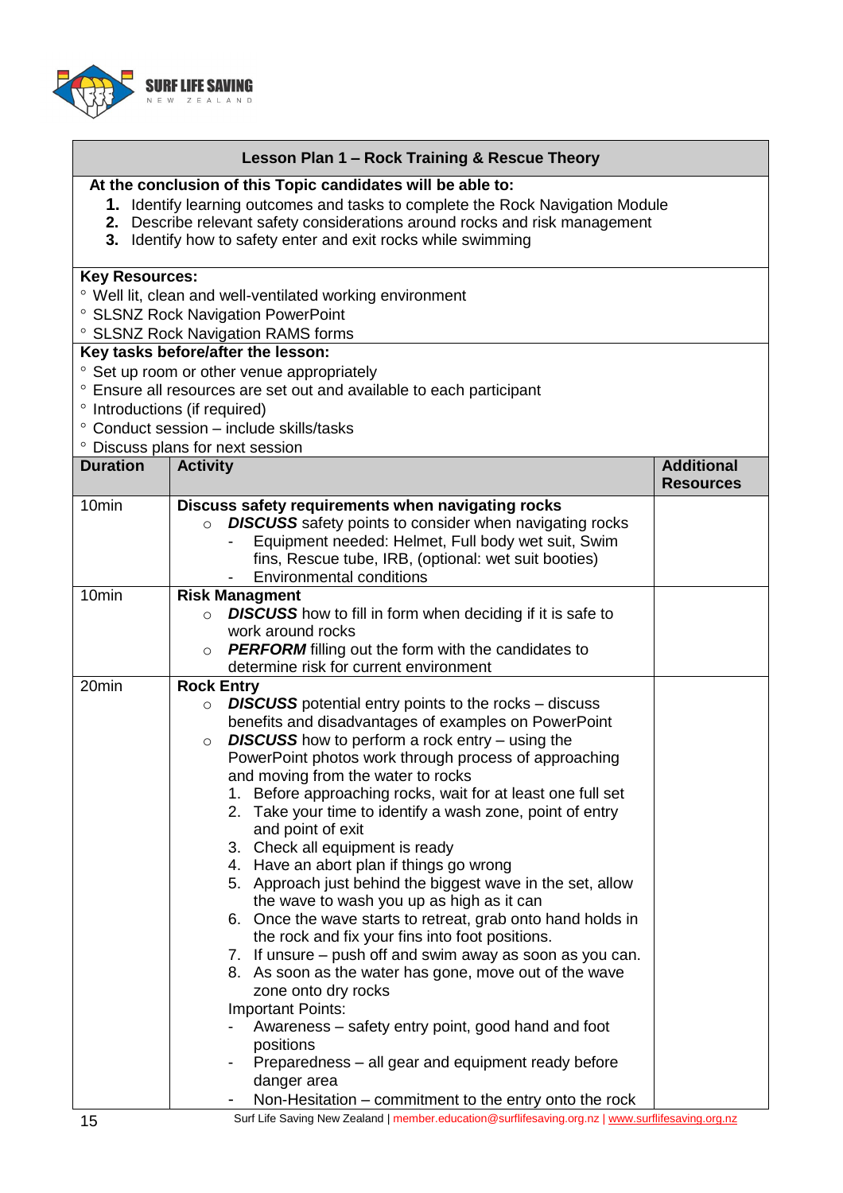SURF LIFE SAVING
NEW ZEALAND

## Lesson Plan 1 – Rock Training & Rescue Theory

**At the conclusion of this Topic candidates will be able to:**

1. Identify learning outcomes and tasks to complete the Rock Navigation Module
2. Describe relevant safety considerations around rocks and risk management
3. Identify how to safety enter and exit rocks while swimming

**Key Resources:**

° Well lit, clean and well-ventilated working environment
° SLSNZ Rock Navigation PowerPoint
° SLSNZ Rock Navigation RAMS forms

**Key tasks before/after the lesson:**

° Set up room or other venue appropriately
° Ensure all resources are set out and available to each participant
° Introductions (if required)
° Conduct session – include skills/tasks
° Discuss plans for next session

| Duration | Activity | Additional Resources |
|---|---|---|
| 10min | **Discuss safety requirements when navigating rocks**<br>○ ***DISCUSS*** safety points to consider when navigating rocks<br>- Equipment needed: Helmet, Full body wet suit, Swim fins, Rescue tube, IRB, (optional: wet suit booties)<br>- Environmental conditions | |
| 10min | **Risk Managment**<br>○ ***DISCUSS*** how to fill in form when deciding if it is safe to work around rocks<br>○ ***PERFORM*** filling out the form with the candidates to determine risk for current environment | |
| 20min | **Rock Entry**<br>○ ***DISCUSS*** potential entry points to the rocks – discuss benefits and disadvantages of examples on PowerPoint<br>○ ***DISCUSS*** how to perform a rock entry – using the PowerPoint photos work through process of approaching and moving from the water to rocks<br>1. Before approaching rocks, wait for at least one full set<br>2. Take your time to identify a wash zone, point of entry and point of exit<br>3. Check all equipment is ready<br>4. Have an abort plan if things go wrong<br>5. Approach just behind the biggest wave in the set, allow the wave to wash you up as high as it can<br>6. Once the wave starts to retreat, grab onto hand holds in the rock and fix your fins into foot positions.<br>7. If unsure – push off and swim away as soon as you can.<br>8. As soon as the water has gone, move out of the wave zone onto dry rocks<br>Important Points:<br>- Awareness – safety entry point, good hand and foot positions<br>- Preparedness – all gear and equipment ready before danger area<br>- Non-Hesitation – commitment to the entry onto the rock | |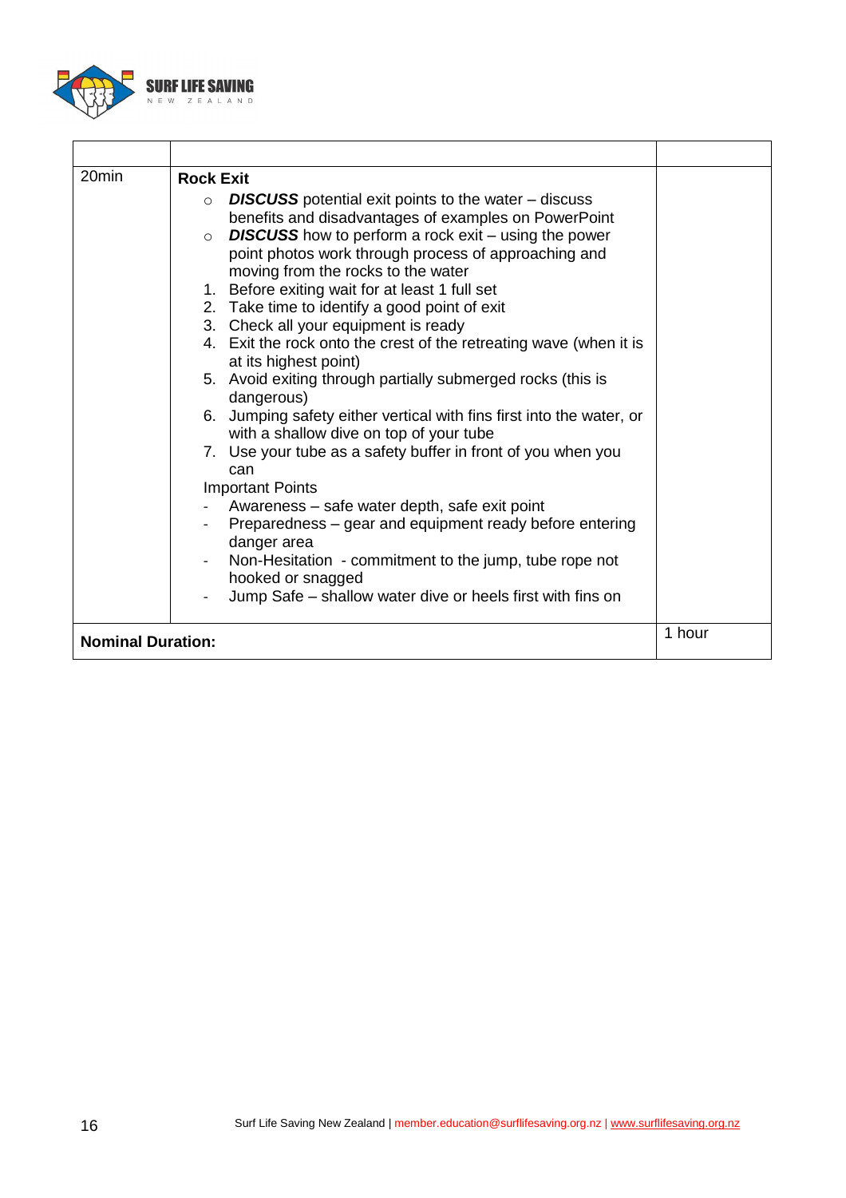| | | |
|---|---|---|
| 20min | **Rock Exit**<br>○ ***DISCUSS*** potential exit points to the water – discuss benefits and disadvantages of examples on PowerPoint<br>○ ***DISCUSS*** how to perform a rock exit – using the power point photos work through process of approaching and moving from the rocks to the water<br>1. Before exiting wait for at least 1 full set<br>2. Take time to identify a good point of exit<br>3. Check all your equipment is ready<br>4. Exit the rock onto the crest of the retreating wave (when it is at its highest point)<br>5. Avoid exiting through partially submerged rocks (this is dangerous)<br>6. Jumping safety either vertical with fins first into the water, or with a shallow dive on top of your tube<br>7. Use your tube as a safety buffer in front of you when you can<br>Important Points<br>- Awareness – safe water depth, safe exit point<br>- Preparedness – gear and equipment ready before entering danger area<br>- Non-Hesitation - commitment to the jump, tube rope not hooked or snagged<br>- Jump Safe – shallow water dive or heels first with fins on | |
| **Nominal Duration:** | | 1 hour |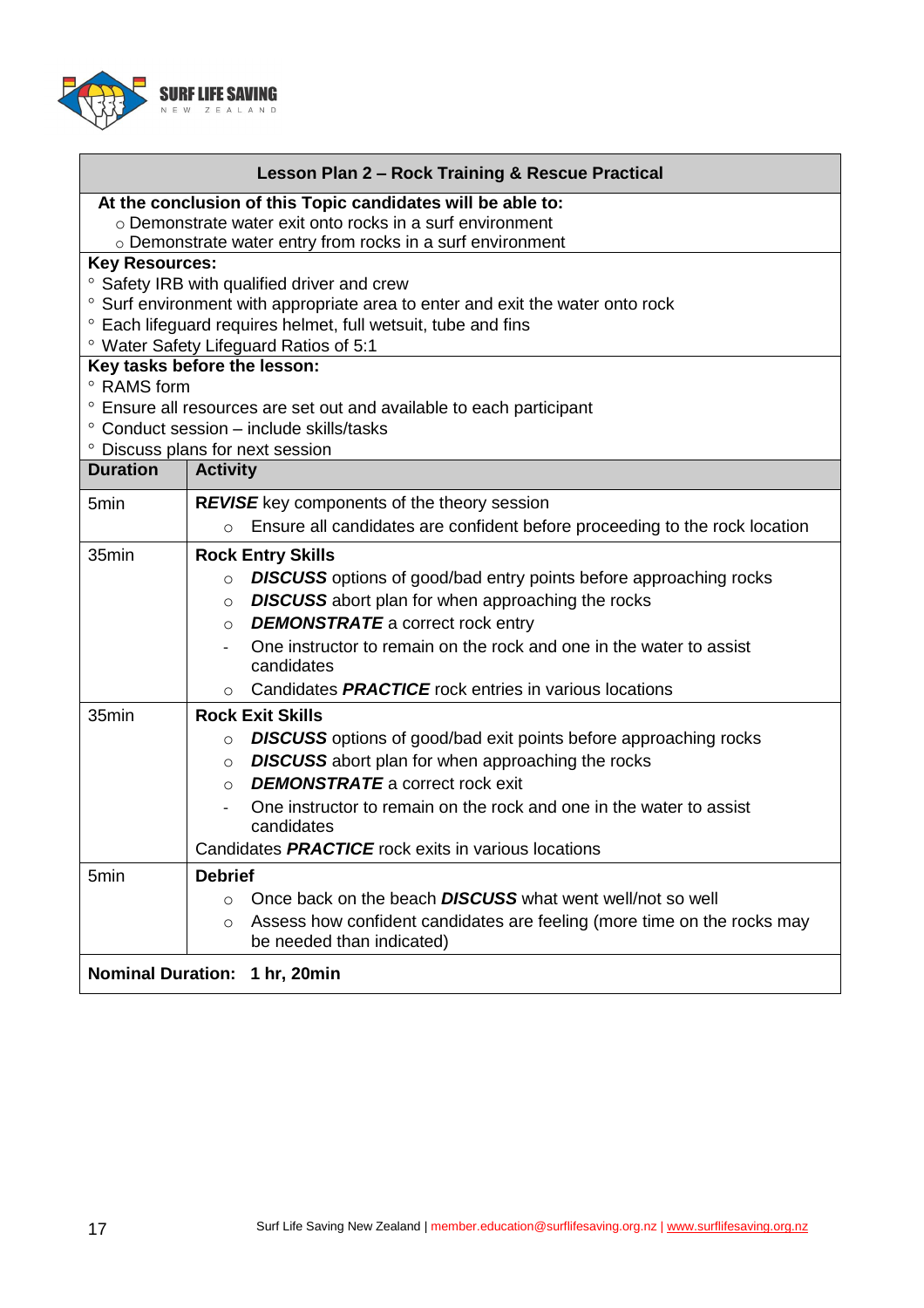**SURF LIFE SAVING** NEW ZEALAND

| Lesson Plan 2 – Rock Training & Rescue Practical | |
|---|---|
| **At the conclusion of this Topic candidates will be able to:**<br>○ Demonstrate water exit onto rocks in a surf environment<br>○ Demonstrate water entry from rocks in a surf environment | |
| **Key Resources:**<br>° Safety IRB with qualified driver and crew<br>° Surf environment with appropriate area to enter and exit the water onto rock<br>° Each lifeguard requires helmet, full wetsuit, tube and fins<br>° Water Safety Lifeguard Ratios of 5:1 | |
| **Key tasks before the lesson:**<br>° RAMS form<br>° Ensure all resources are set out and available to each participant<br>° Conduct session – include skills/tasks<br>° Discuss plans for next session | |
| **Duration** | **Activity** |
| 5min | ***REVISE*** key components of the theory session<br>○ Ensure all candidates are confident before proceeding to the rock location |
| 35min | **Rock Entry Skills**<br>○ ***DISCUSS*** options of good/bad entry points before approaching rocks<br>○ ***DISCUSS*** abort plan for when approaching the rocks<br>○ ***DEMONSTRATE*** a correct rock entry<br>- One instructor to remain on the rock and one in the water to assist candidates<br>○ Candidates ***PRACTICE*** rock entries in various locations |
| 35min | **Rock Exit Skills**<br>○ ***DISCUSS*** options of good/bad exit points before approaching rocks<br>○ ***DISCUSS*** abort plan for when approaching the rocks<br>○ ***DEMONSTRATE*** a correct rock exit<br>- One instructor to remain on the rock and one in the water to assist candidates<br>Candidates ***PRACTICE*** rock exits in various locations |
| 5min | **Debrief**<br>○ Once back on the beach ***DISCUSS*** what went well/not so well<br>○ Assess how confident candidates are feeling (more time on the rocks may be needed than indicated) |
| **Nominal Duration: 1 hr, 20min** | |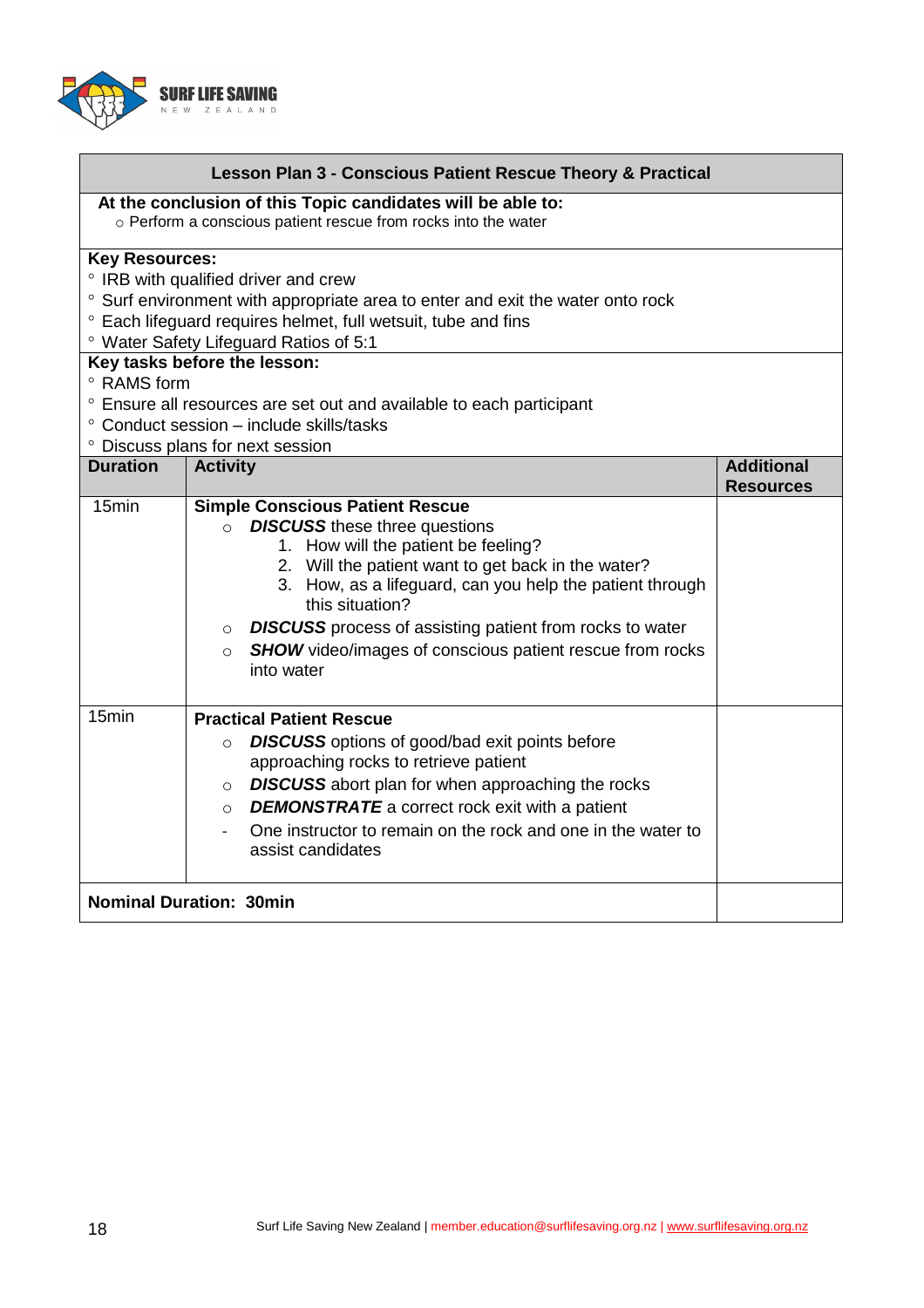## Lesson Plan 3 - Conscious Patient Rescue Theory & Practical

**At the conclusion of this Topic candidates will be able to:**

- Perform a conscious patient rescue from rocks into the water

**Key Resources:**

- IRB with qualified driver and crew
- Surf environment with appropriate area to enter and exit the water onto rock
- Each lifeguard requires helmet, full wetsuit, tube and fins
- Water Safety Lifeguard Ratios of 5:1

**Key tasks before the lesson:**

- RAMS form
- Ensure all resources are set out and available to each participant
- Conduct session – include skills/tasks
- Discuss plans for next session

| Duration | Activity | Additional Resources |
|---|---|---|
| 15min | **Simple Conscious Patient Rescue**<br>○ ***DISCUSS*** these three questions<br>1. How will the patient be feeling?<br>2. Will the patient want to get back in the water?<br>3. How, as a lifeguard, can you help the patient through this situation?<br>○ ***DISCUSS*** process of assisting patient from rocks to water<br>○ ***SHOW*** video/images of conscious patient rescue from rocks into water | |
| 15min | **Practical Patient Rescue**<br>○ ***DISCUSS*** options of good/bad exit points before approaching rocks to retrieve patient<br>○ ***DISCUSS*** abort plan for when approaching the rocks<br>○ ***DEMONSTRATE*** a correct rock exit with a patient<br>- One instructor to remain on the rock and one in the water to assist candidates | |
| **Nominal Duration: 30min** | | |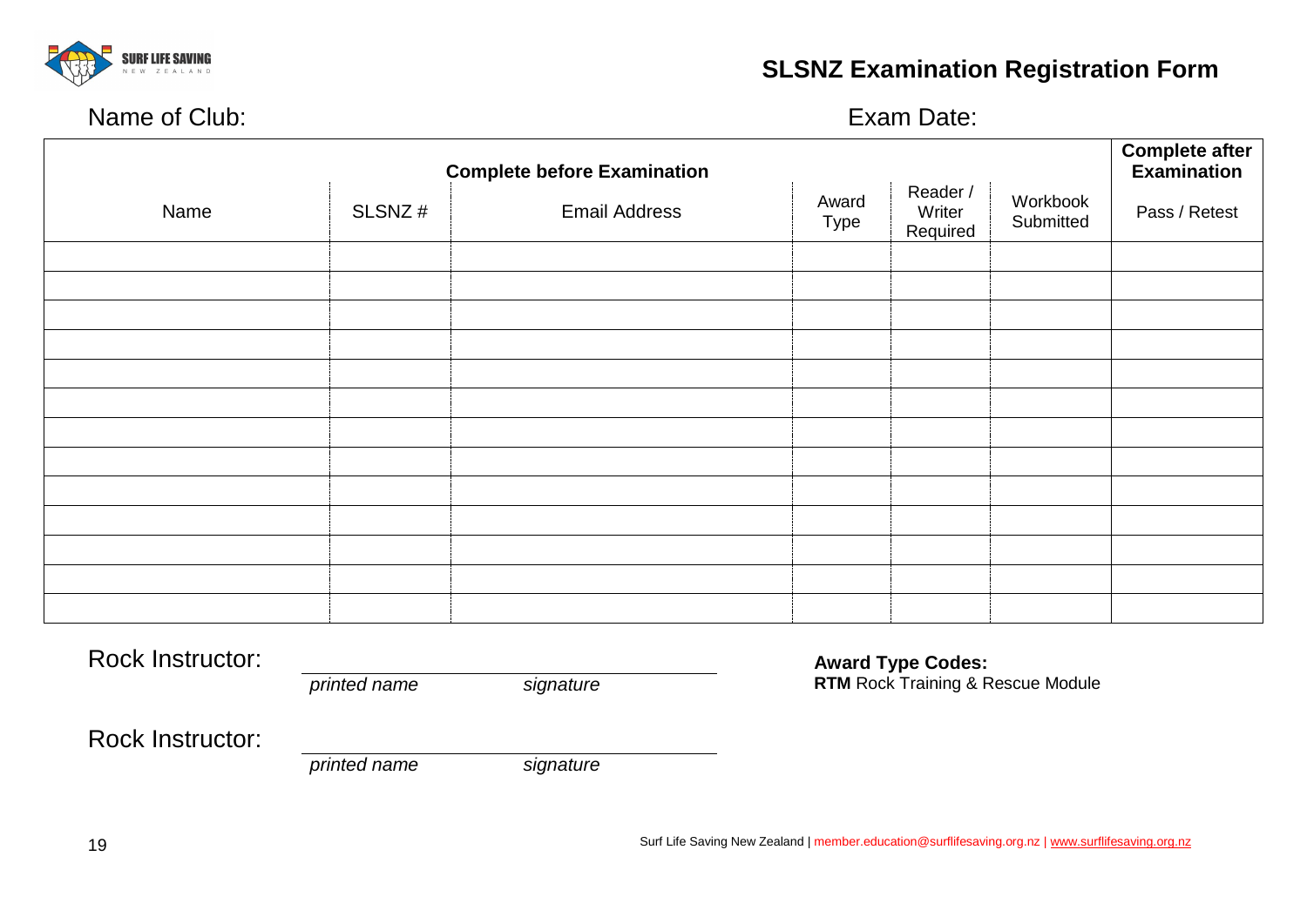# SLSNZ Examination Registration Form

Name of Club: Exam Date:

| Complete before Examination | | | | | | Complete after Examination |
|---|---|---|---|---|---|---|
| Name | SLSNZ # | Email Address | Award Type | Reader / Writer Required | Workbook Submitted | Pass / Retest |
| | | | | | | |
| | | | | | | |
| | | | | | | |
| | | | | | | |
| | | | | | | |
| | | | | | | |
| | | | | | | |
| | | | | | | |
| | | | | | | |
| | | | | | | |
| | | | | | | |
| | | | | | | |
| | | | | | | |

Rock Instructor: ______________________________
*printed name* *signature*

Rock Instructor: ______________________________
*printed name* *signature*

**Award Type Codes:**
**RTM** Rock Training & Rescue Module

Surf Life Saving New Zealand | member.education@surflifesaving.org.nz | www.surflifesaving.org.nz